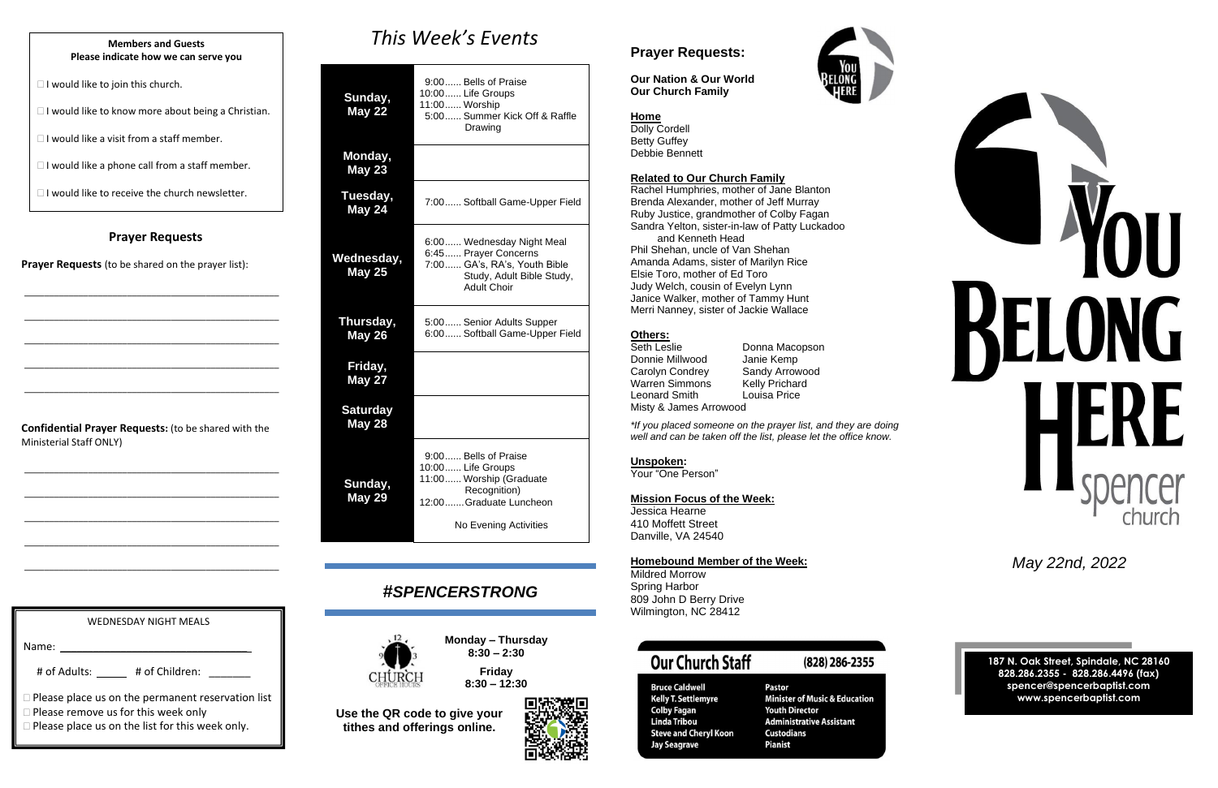**Members and Guests**
**Please indicate how we can serve you**

- ☐ I would like to join this church.
- ☐ I would like to know more about being a Christian.
- ☐ I would like a visit from a staff member.
- ☐ I would like a phone call from a staff member.
- ☐ I would like to receive the church newsletter.

## Prayer Requests

**Prayer Requests** (to be shared on the prayer list):

\_\_\_\_\_\_\_\_\_\_\_\_\_\_\_\_\_\_\_\_\_\_\_\_\_\_\_\_\_\_\_\_\_\_\_\_\_\_\_\_\_\_

\_\_\_\_\_\_\_\_\_\_\_\_\_\_\_\_\_\_\_\_\_\_\_\_\_\_\_\_\_\_\_\_\_\_\_\_\_\_\_\_\_\_

\_\_\_\_\_\_\_\_\_\_\_\_\_\_\_\_\_\_\_\_\_\_\_\_\_\_\_\_\_\_\_\_\_\_\_\_\_\_\_\_\_\_

\_\_\_\_\_\_\_\_\_\_\_\_\_\_\_\_\_\_\_\_\_\_\_\_\_\_\_\_\_\_\_\_\_\_\_\_\_\_\_\_\_\_

\_\_\_\_\_\_\_\_\_\_\_\_\_\_\_\_\_\_\_\_\_\_\_\_\_\_\_\_\_\_\_\_\_\_\_\_\_\_\_\_\_\_

**Confidential Prayer Requests:** (to be shared with the Ministerial Staff ONLY)

\_\_\_\_\_\_\_\_\_\_\_\_\_\_\_\_\_\_\_\_\_\_\_\_\_\_\_\_\_\_\_\_\_\_\_\_\_\_\_\_\_\_

\_\_\_\_\_\_\_\_\_\_\_\_\_\_\_\_\_\_\_\_\_\_\_\_\_\_\_\_\_\_\_\_\_\_\_\_\_\_\_\_\_\_

\_\_\_\_\_\_\_\_\_\_\_\_\_\_\_\_\_\_\_\_\_\_\_\_\_\_\_\_\_\_\_\_\_\_\_\_\_\_\_\_\_\_

\_\_\_\_\_\_\_\_\_\_\_\_\_\_\_\_\_\_\_\_\_\_\_\_\_\_\_\_\_\_\_\_\_\_\_\_\_\_\_\_\_\_

\_\_\_\_\_\_\_\_\_\_\_\_\_\_\_\_\_\_\_\_\_\_\_\_\_\_\_\_\_\_\_\_\_\_\_\_\_\_\_\_\_\_

**WEDNESDAY NIGHT MEALS**

Name: \_\_\_\_\_\_\_\_\_\_\_\_\_\_\_\_\_\_\_\_\_\_\_\_\_\_\_\_\_\_

\# of Adults: \_\_\_\_\_ # of Children: \_\_\_\_\_\_\_

- ☐ Please place us on the permanent reservation list
- ☐ Please remove us for this week only
- ☐ Please place us on the list for this week only.

# *This Week's Events*

| Day | Events |
|---|---|
| **Sunday, May 22** | 9:00...... Bells of Praise<br>10:00...... Life Groups<br>11:00...... Worship<br>5:00...... Summer Kick Off & Raffle Drawing |
| **Monday, May 23** | |
| **Tuesday, May 24** | 7:00...... Softball Game-Upper Field |
| **Wednesday, May 25** | 6:00...... Wednesday Night Meal<br>6:45...... Prayer Concerns<br>7:00...... GA's, RA's, Youth Bible Study, Adult Bible Study, Adult Choir |
| **Thursday, May 26** | 5:00...... Senior Adults Supper<br>6:00...... Softball Game-Upper Field |
| **Friday, May 27** | |
| **Saturday May 28** | |
| **Sunday, May 29** | 9:00...... Bells of Praise<br>10:00...... Life Groups<br>11:00...... Worship (Graduate Recognition)<br>12:00.......Graduate Luncheon<br><br>No Evening Activities |

## *#SPENCERSTRONG*

CHURCH OFFICE HOURS

**Monday – Thursday**
**8:30 – 2:30**

**Friday**
**8:30 – 12:30**

**Use the QR code to give your tithes and offerings online.**

## Prayer Requests:

**Our Nation & Our World**
**Our Church Family**

**Home**
Dolly Cordell
Betty Guffey
Debbie Bennett

**Related to Our Church Family**
Rachel Humphries, mother of Jane Blanton
Brenda Alexander, mother of Jeff Murray
Ruby Justice, grandmother of Colby Fagan
Sandra Yelton, sister-in-law of Patty Luckadoo and Kenneth Head
Phil Shehan, uncle of Van Shehan
Amanda Adams, sister of Marilyn Rice
Elsie Toro, mother of Ed Toro
Judy Welch, cousin of Evelyn Lynn
Janice Walker, mother of Tammy Hunt
Merri Nanney, sister of Jackie Wallace

**Others:**
Seth Leslie
Donnie Millwood
Carolyn Condrey
Warren Simmons
Leonard Smith
Donna Macopson
Janie Kemp
Sandy Arrowood
Kelly Prichard
Louisa Price
Misty & James Arrowood

*\*If you placed someone on the prayer list, and they are doing well and can be taken off the list, please let the office know.*

**Unspoken:**
Your "One Person"

**Mission Focus of the Week:**
Jessica Hearne
410 Moffett Street
Danville, VA 24540

**Homebound Member of the Week:**
Mildred Morrow
Spring Harbor
809 John D Berry Drive
Wilmington, NC 28412

## Our Church Staff (828) 286-2355

| Name | Position |
|---|---|
| Bruce Caldwell | Pastor |
| Kelly T. Settlemyre | Minister of Music & Education |
| Colby Fagan | Youth Director |
| Linda Tribou | Administrative Assistant |
| Steve and Cheryl Koon | Custodians |
| Jay Seagrave | Pianist |

# YOU BELONG HERE
spencer church

*May 22nd, 2022*

**187 N. Oak Street, Spindale, NC 28160**
**828.286.2355 - 828.286.4496 (fax)**
**spencer@spencerbaptist.com**
**www.spencerbaptist.com**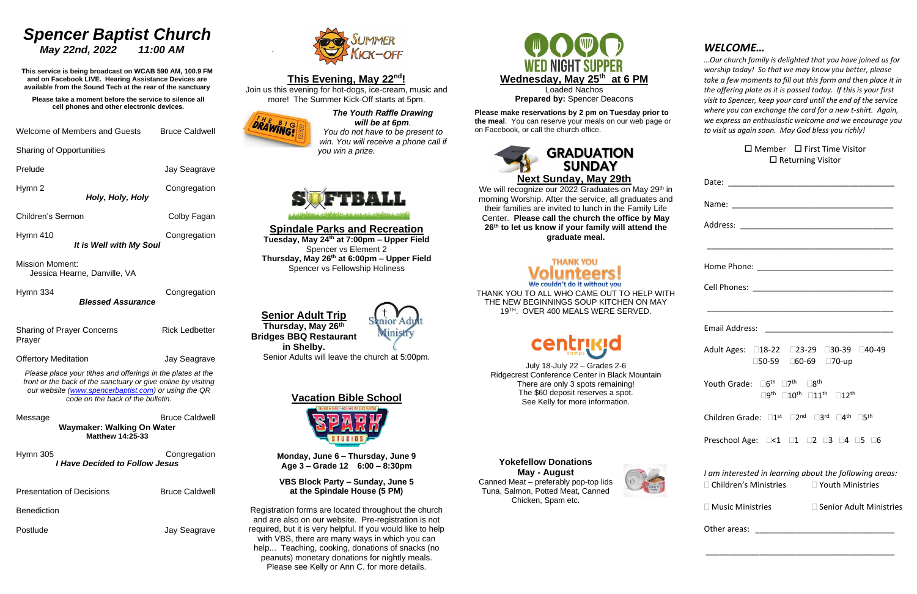# Spencer Baptist Church

***May 22nd, 2022 11:00 AM***

**This service is being broadcast on WCAB 590 AM, 100.9 FM and on Facebook LIVE. Hearing Assistance Devices are available from the Sound Tech at the rear of the sanctuary**

**Please take a moment before the service to silence all cell phones and other electronic devices.**

| | |
|---|---|
| Welcome of Members and Guests | Bruce Caldwell |
| Sharing of Opportunities | |
| Prelude | Jay Seagrave |
| Hymn 2 ***Holy, Holy, Holy*** | Congregation |
| Children's Sermon | Colby Fagan |
| Hymn 410 ***It is Well with My Soul*** | Congregation |
| Mission Moment: Jessica Hearne, Danville, VA | |
| Hymn 334 ***Blessed Assurance*** | Congregation |
| Sharing of Prayer Concerns<br>Prayer | Rick Ledbetter |
| Offertory Meditation | Jay Seagrave |

*Please place your tithes and offerings in the plates at the front or the back of the sanctuary or give online by visiting our website (www.spencerbaptist.com) or using the QR code on the back of the bulletin.*

| | |
|---|---|
| Message<br>**Waymaker: Walking On Water**<br>**Matthew 14:25-33** | Bruce Caldwell |
| Hymn 305 ***I Have Decided to Follow Jesus*** | Congregation |
| Presentation of Decisions | Bruce Caldwell |
| Benediction | |
| Postlude | Jay Seagrave |

SUMMER KICK-OFF

## This Evening, May 22nd!

Join us this evening for hot-dogs, ice-cream, music and more! The Summer Kick-Off starts at 5pm.

THE BIG DRAWING!

***The Youth Raffle Drawing will be at 6pm****.* *You do not have to be present to win. You will receive a phone call if you win a prize.*

SOFTBALL

## Spindale Parks and Recreation

**Tuesday, May 24th at 7:00pm – Upper Field**
Spencer vs Element 2
**Thursday, May 26th at 6:00pm – Upper Field**
Spencer vs Fellowship Holiness

## Senior Adult Trip

**Thursday, May 26th**
**Bridges BBQ Restaurant in Shelby.**
Senior Adults will leave the church at 5:00pm.

Senior Adult Ministry

## Vacation Bible School

SPARK STUDIOS

**Monday, June 6 – Thursday, June 9**
**Age 3 – Grade 12 6:00 – 8:30pm**

**VBS Block Party – Sunday, June 5 at the Spindale House (5 PM)**

Registration forms are located throughout the church and are also on our website. Pre-registration is not required, but it is very helpful. If you would like to help with VBS, there are many ways in which you can help... Teaching, cooking, donations of snacks (no peanuts) monetary donations for nightly meals. Please see Kelly or Ann C. for more details.

WED NIGHT SUPPER

## Wednesday, May 25th at 6 PM

Loaded Nachos
**Prepared by:** Spencer Deacons

**Please make reservations by 2 pm on Tuesday prior to the meal**. You can reserve your meals on our web page or on Facebook, or call the church office.

GRADUATION SUNDAY

## Next Sunday, May 29th

We will recognize our 2022 Graduates on May 29th in morning Worship. After the service, all graduates and their families are invited to lunch in the Family Life Center. **Please call the church office by May 26th to let us know if your family will attend the graduate meal.**

THANK YOU Volunteers! We couldn't do it without you

THANK YOU TO ALL WHO CAME OUT TO HELP WITH THE NEW BEGINNINGS SOUP KITCHEN ON MAY 19TH. OVER 400 MEALS WERE SERVED.

centrikid camps

July 18-July 22 – Grades 2-6
Ridgecrest Conference Center in Black Mountain
There are only 3 spots remaining!
The $60 deposit reserves a spot.
See Kelly for more information.

**Yokefellow Donations**
**May - August**
Canned Meat – preferably pop-top lids
Tuna, Salmon, Potted Meat, Canned Chicken, Spam etc.

## *WELCOME…*

*…Our church family is delighted that you have joined us for worship today! So that we may know you better, please take a few moments to fill out this form and then place it in the offering plate as it is passed today. If this is your first visit to Spencer, keep your card until the end of the service where you can exchange the card for a new t-shirt. Again, we express an enthusiastic welcome and we encourage you to visit us again soon. May God bless you richly!*

☐ Member ☐ First Time Visitor
☐ Returning Visitor

Date: ____________________

Name: ____________________

Address: ____________________

____________________

Home Phone: ____________________

Cell Phones: ____________________

____________________

Email Address: ____________________

Adult Ages: ☐18-22 ☐23-29 ☐30-39 ☐40-49 ☐50-59 ☐60-69 ☐70-up

Youth Grade: ☐6th ☐7th ☐8th ☐9th ☐10th ☐11th ☐12th

Children Grade: ☐1st ☐2nd ☐3rd ☐4th ☐5th

Preschool Age: ☐<1 ☐1 ☐2 ☐3 ☐4 ☐5 ☐6

*I am interested in learning about the following areas:*

☐ Children's Ministries ☐ Youth Ministries

☐ Music Ministries ☐ Senior Adult Ministries

Other areas: ____________________

____________________